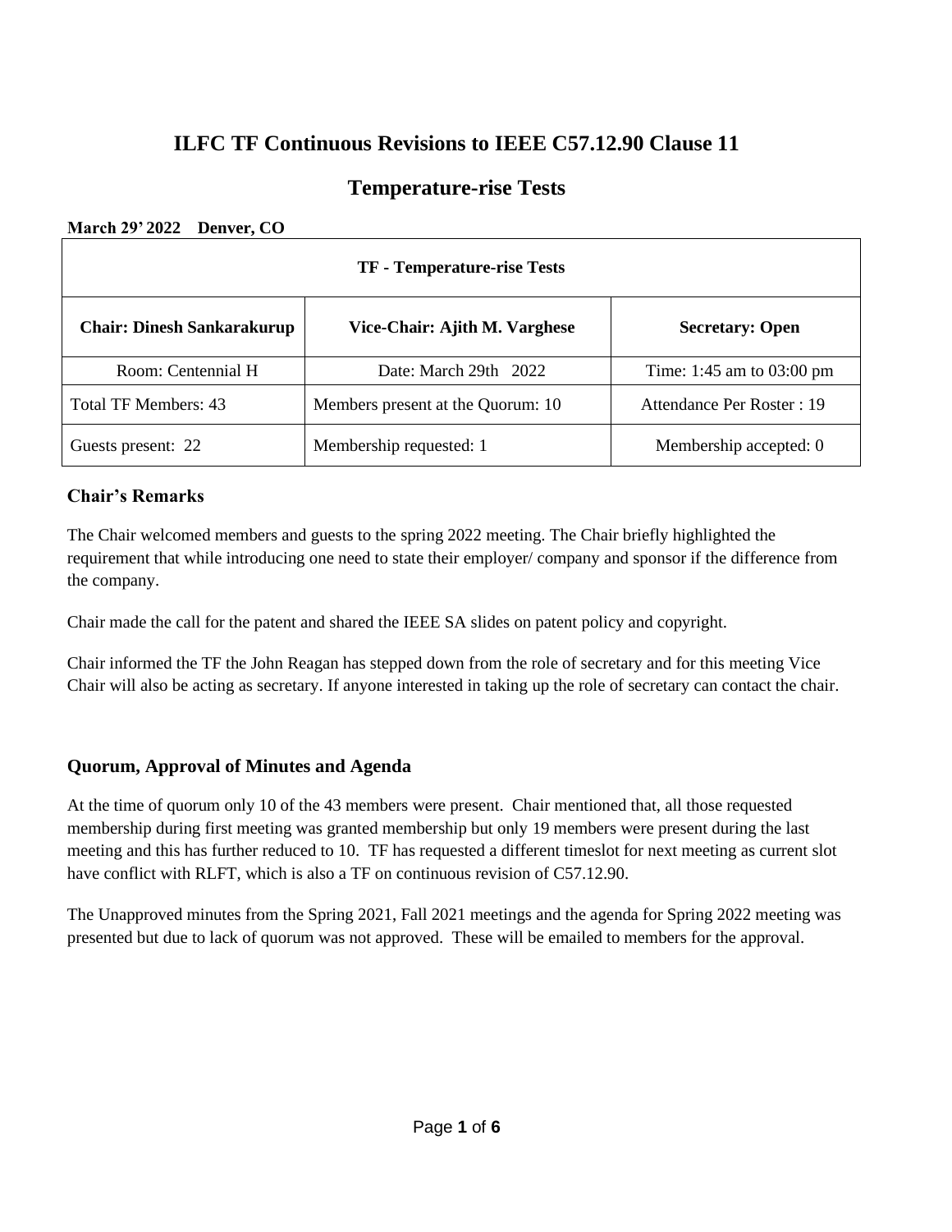# ILFC TF Continuous Revisions to IEEE C57.12.90 Clause 11

## Temperature-rise Tests

**March 29' 2022    Denver, CO**

| TF - Temperature-rise Tests | | |
|---|---|---|
| **Chair: Dinesh Sankarakurup** | **Vice-Chair: Ajith M. Varghese** | **Secretary: Open** |
| Room: Centennial H | Date: March 29th 2022 | Time: 1:45 am to 03:00 pm |
| Total TF Members: 43 | Members present at the Quorum: 10 | Attendance Per Roster : 19 |
| Guests present: 22 | Membership requested: 1 | Membership accepted: 0 |

### Chair's Remarks

The Chair welcomed members and guests to the spring 2022 meeting. The Chair briefly highlighted the requirement that while introducing one need to state their employer/ company and sponsor if the difference from the company.

Chair made the call for the patent and shared the IEEE SA slides on patent policy and copyright.

Chair informed the TF the John Reagan has stepped down from the role of secretary and for this meeting Vice Chair will also be acting as secretary. If anyone interested in taking up the role of secretary can contact the chair.

### Quorum, Approval of Minutes and Agenda

At the time of quorum only 10 of the 43 members were present. Chair mentioned that, all those requested membership during first meeting was granted membership but only 19 members were present during the last meeting and this has further reduced to 10. TF has requested a different timeslot for next meeting as current slot have conflict with RLFT, which is also a TF on continuous revision of C57.12.90.

The Unapproved minutes from the Spring 2021, Fall 2021 meetings and the agenda for Spring 2022 meeting was presented but due to lack of quorum was not approved. These will be emailed to members for the approval.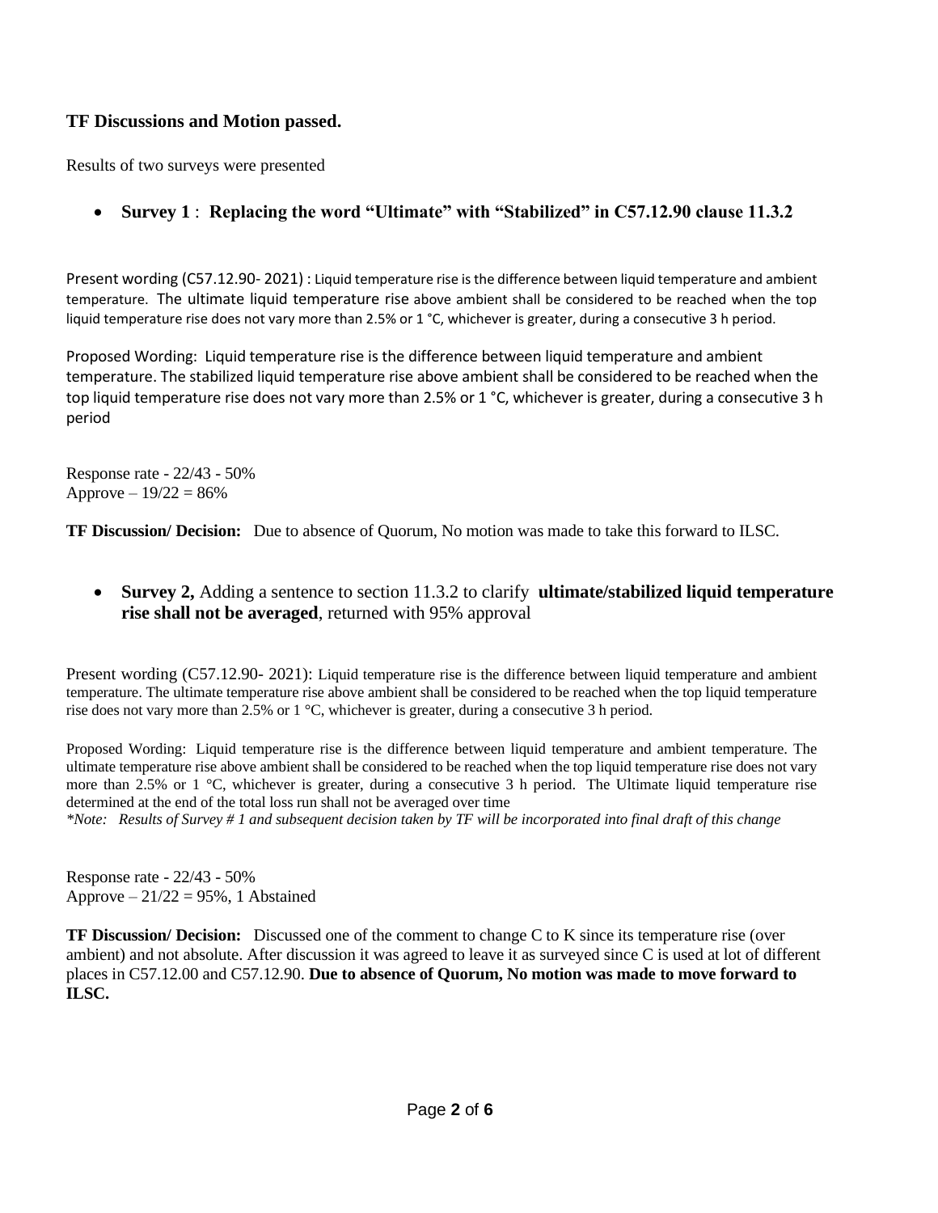**TF Discussions and Motion passed.**

Results of two surveys were presented

- **Survey 1** : **Replacing the word "Ultimate" with "Stabilized" in C57.12.90 clause 11.3.2**

Present wording (C57.12.90- 2021) : Liquid temperature rise is the difference between liquid temperature and ambient temperature. The ultimate liquid temperature rise above ambient shall be considered to be reached when the top liquid temperature rise does not vary more than 2.5% or 1 °C, whichever is greater, during a consecutive 3 h period.

Proposed Wording: Liquid temperature rise is the difference between liquid temperature and ambient temperature. The stabilized liquid temperature rise above ambient shall be considered to be reached when the top liquid temperature rise does not vary more than 2.5% or 1 °C, whichever is greater, during a consecutive 3 h period

Response rate - 22/43 - 50%
Approve – 19/22 = 86%

**TF Discussion/ Decision:** Due to absence of Quorum, No motion was made to take this forward to ILSC.

- **Survey 2,** Adding a sentence to section 11.3.2 to clarify **ultimate/stabilized liquid temperature rise shall not be averaged**, returned with 95% approval

Present wording (C57.12.90- 2021): Liquid temperature rise is the difference between liquid temperature and ambient temperature. The ultimate temperature rise above ambient shall be considered to be reached when the top liquid temperature rise does not vary more than 2.5% or 1 °C, whichever is greater, during a consecutive 3 h period.

Proposed Wording: Liquid temperature rise is the difference between liquid temperature and ambient temperature. The ultimate temperature rise above ambient shall be considered to be reached when the top liquid temperature rise does not vary more than 2.5% or 1 °C, whichever is greater, during a consecutive 3 h period. The Ultimate liquid temperature rise determined at the end of the total loss run shall not be averaged over time
*\*Note: Results of Survey # 1 and subsequent decision taken by TF will be incorporated into final draft of this change*

Response rate - 22/43 - 50%
Approve – 21/22 = 95%, 1 Abstained

**TF Discussion/ Decision:** Discussed one of the comment to change C to K since its temperature rise (over ambient) and not absolute. After discussion it was agreed to leave it as surveyed since C is used at lot of different places in C57.12.00 and C57.12.90. **Due to absence of Quorum, No motion was made to move forward to ILSC.**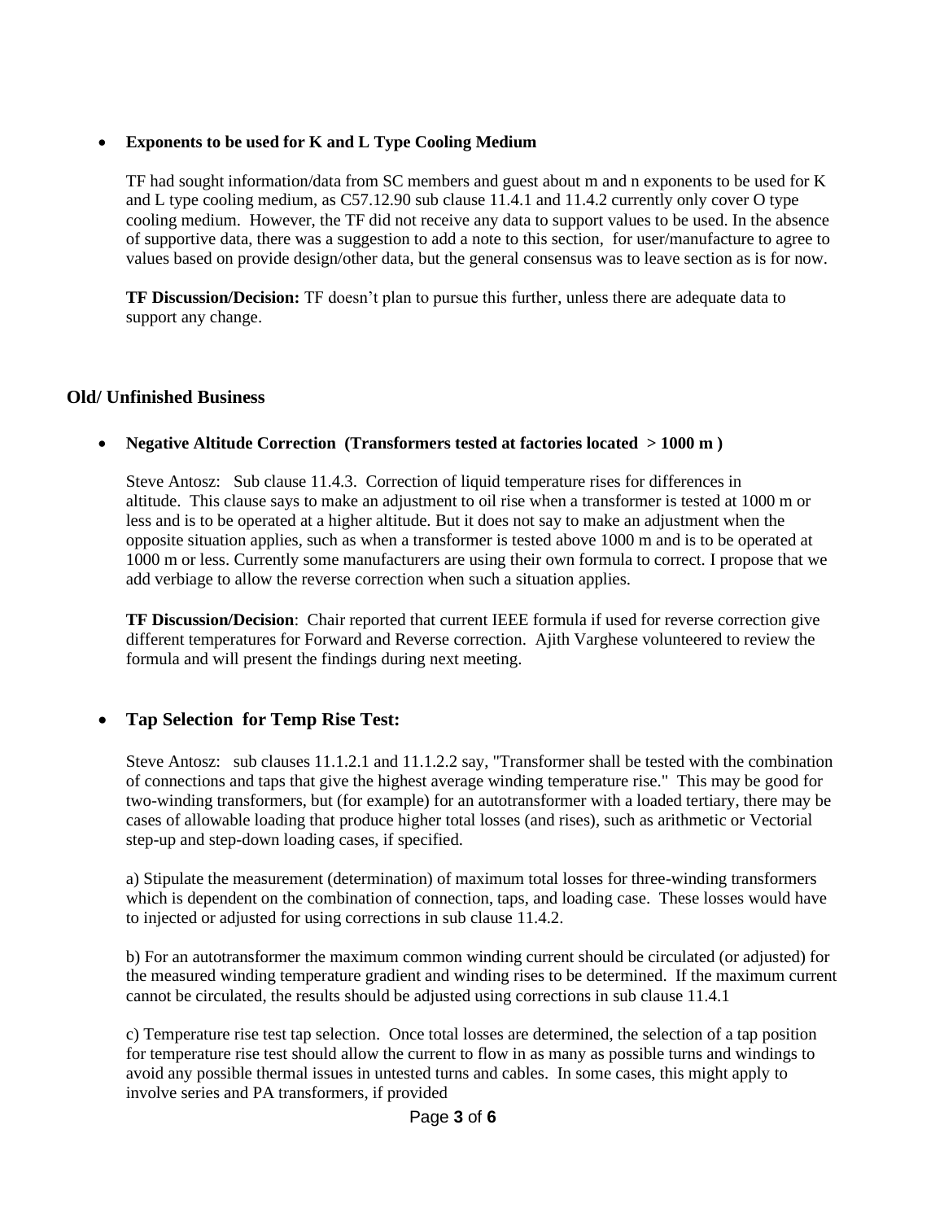- **Exponents to be used for K and L Type Cooling Medium**

  TF had sought information/data from SC members and guest about m and n exponents to be used for K and L type cooling medium, as C57.12.90 sub clause 11.4.1 and 11.4.2 currently only cover O type cooling medium. However, the TF did not receive any data to support values to be used. In the absence of supportive data, there was a suggestion to add a note to this section, for user/manufacture to agree to values based on provide design/other data, but the general consensus was to leave section as is for now.

  **TF Discussion/Decision:** TF doesn't plan to pursue this further, unless there are adequate data to support any change.

## Old/ Unfinished Business

- **Negative Altitude Correction (Transformers tested at factories located > 1000 m )**

  Steve Antosz: Sub clause 11.4.3. Correction of liquid temperature rises for differences in altitude. This clause says to make an adjustment to oil rise when a transformer is tested at 1000 m or less and is to be operated at a higher altitude. But it does not say to make an adjustment when the opposite situation applies, such as when a transformer is tested above 1000 m and is to be operated at 1000 m or less. Currently some manufacturers are using their own formula to correct. I propose that we add verbiage to allow the reverse correction when such a situation applies.

  **TF Discussion/Decision**: Chair reported that current IEEE formula if used for reverse correction give different temperatures for Forward and Reverse correction. Ajith Varghese volunteered to review the formula and will present the findings during next meeting.

- **Tap Selection for Temp Rise Test:**

  Steve Antosz: sub clauses 11.1.2.1 and 11.1.2.2 say, "Transformer shall be tested with the combination of connections and taps that give the highest average winding temperature rise." This may be good for two-winding transformers, but (for example) for an autotransformer with a loaded tertiary, there may be cases of allowable loading that produce higher total losses (and rises), such as arithmetic or Vectorial step-up and step-down loading cases, if specified.

  a) Stipulate the measurement (determination) of maximum total losses for three-winding transformers which is dependent on the combination of connection, taps, and loading case. These losses would have to injected or adjusted for using corrections in sub clause 11.4.2.

  b) For an autotransformer the maximum common winding current should be circulated (or adjusted) for the measured winding temperature gradient and winding rises to be determined. If the maximum current cannot be circulated, the results should be adjusted using corrections in sub clause 11.4.1

  c) Temperature rise test tap selection. Once total losses are determined, the selection of a tap position for temperature rise test should allow the current to flow in as many as possible turns and windings to avoid any possible thermal issues in untested turns and cables. In some cases, this might apply to involve series and PA transformers, if provided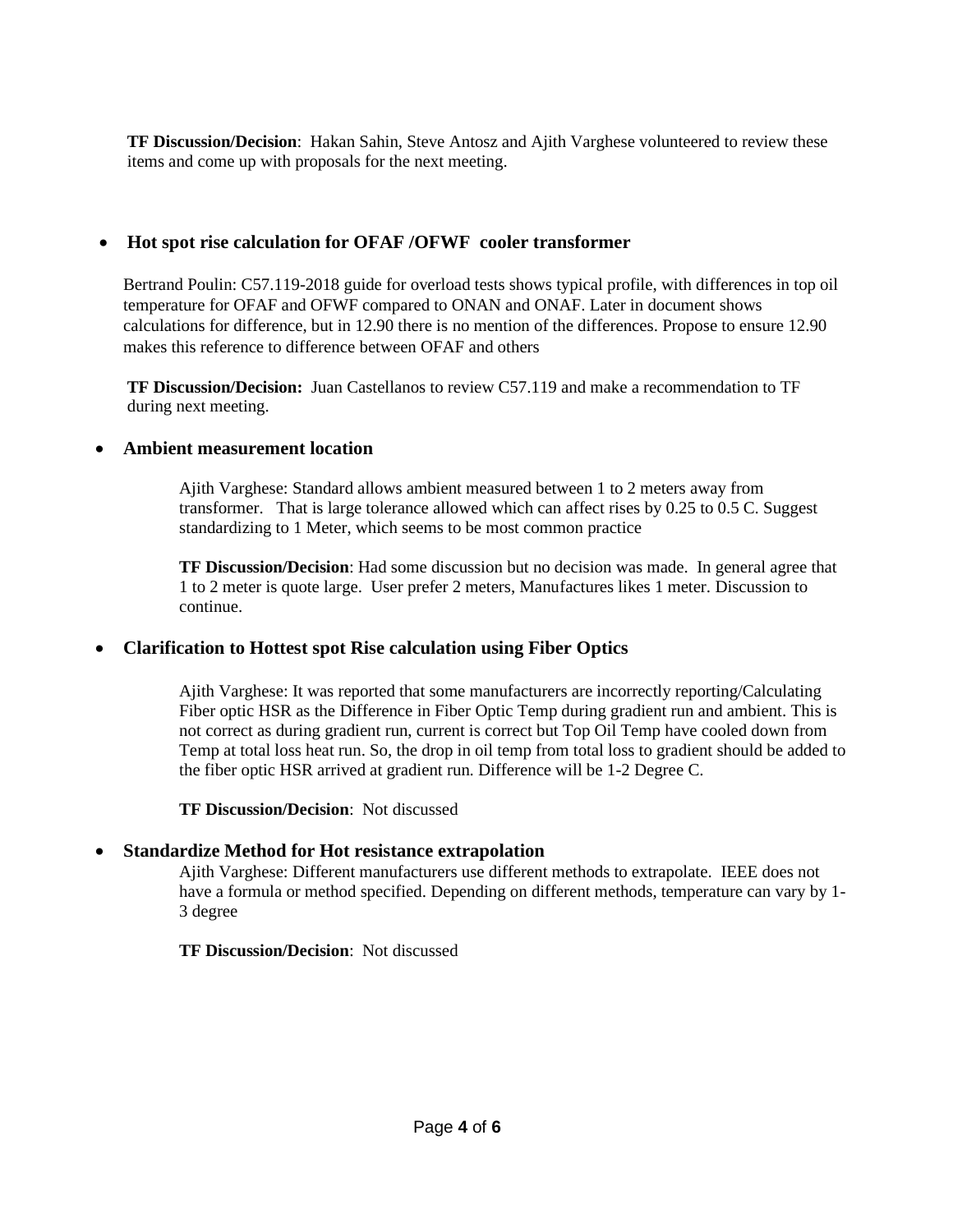**TF Discussion/Decision**: Hakan Sahin, Steve Antosz and Ajith Varghese volunteered to review these items and come up with proposals for the next meeting.

- **Hot spot rise calculation for OFAF /OFWF cooler transformer**

Bertrand Poulin: C57.119-2018 guide for overload tests shows typical profile, with differences in top oil temperature for OFAF and OFWF compared to ONAN and ONAF. Later in document shows calculations for difference, but in 12.90 there is no mention of the differences. Propose to ensure 12.90 makes this reference to difference between OFAF and others

**TF Discussion/Decision:** Juan Castellanos to review C57.119 and make a recommendation to TF during next meeting.

- **Ambient measurement location**

Ajith Varghese: Standard allows ambient measured between 1 to 2 meters away from transformer. That is large tolerance allowed which can affect rises by 0.25 to 0.5 C. Suggest standardizing to 1 Meter, which seems to be most common practice

**TF Discussion/Decision**: Had some discussion but no decision was made. In general agree that 1 to 2 meter is quote large. User prefer 2 meters, Manufactures likes 1 meter. Discussion to continue.

- **Clarification to Hottest spot Rise calculation using Fiber Optics**

Ajith Varghese: It was reported that some manufacturers are incorrectly reporting/Calculating Fiber optic HSR as the Difference in Fiber Optic Temp during gradient run and ambient. This is not correct as during gradient run, current is correct but Top Oil Temp have cooled down from Temp at total loss heat run. So, the drop in oil temp from total loss to gradient should be added to the fiber optic HSR arrived at gradient run. Difference will be 1-2 Degree C.

**TF Discussion/Decision**: Not discussed

- **Standardize Method for Hot resistance extrapolation**

Ajith Varghese: Different manufacturers use different methods to extrapolate. IEEE does not have a formula or method specified. Depending on different methods, temperature can vary by 1-3 degree

**TF Discussion/Decision**: Not discussed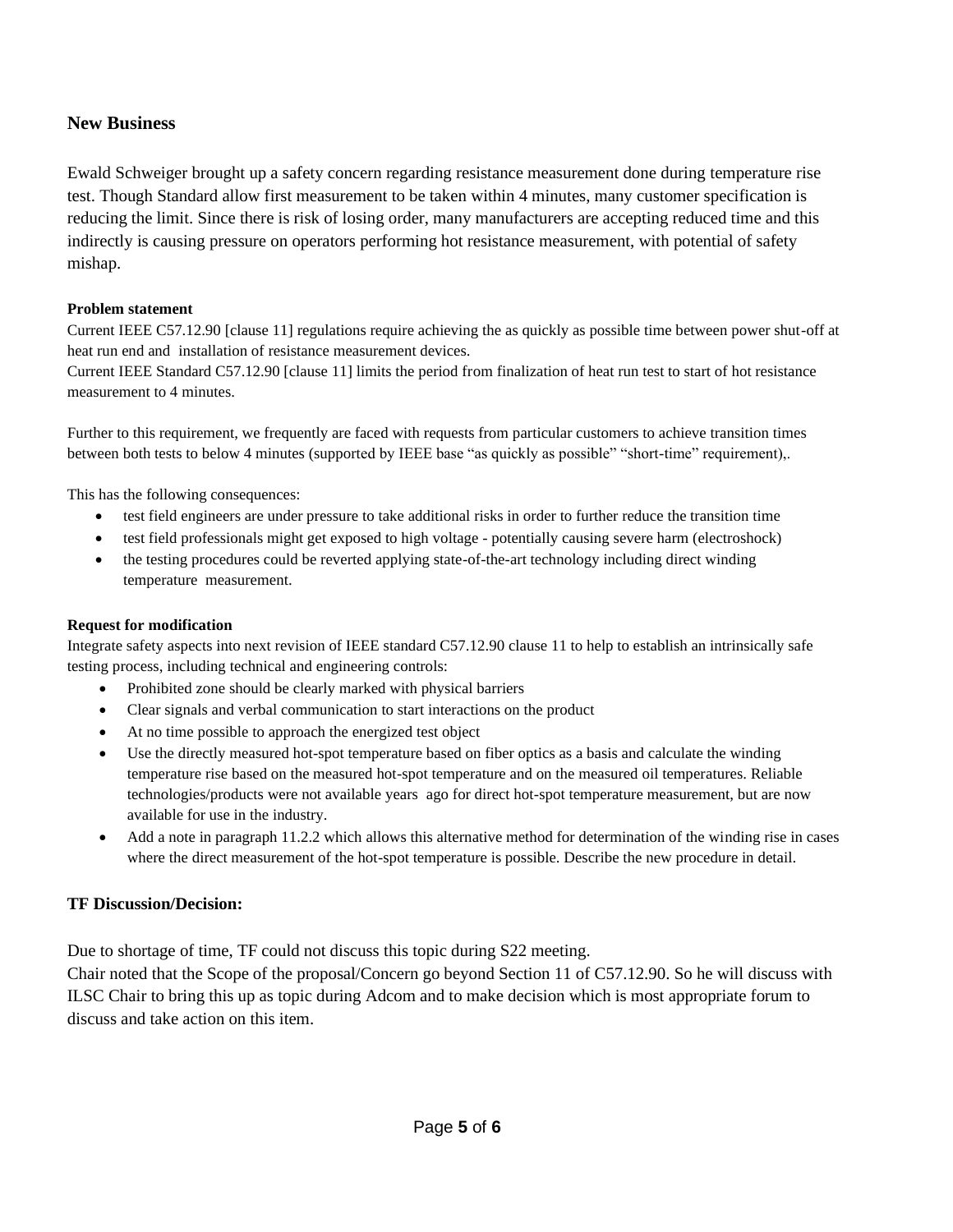## New Business

Ewald Schweiger brought up a safety concern regarding resistance measurement done during temperature rise test. Though Standard allow first measurement to be taken within 4 minutes, many customer specification is reducing the limit. Since there is risk of losing order, many manufacturers are accepting reduced time and this indirectly is causing pressure on operators performing hot resistance measurement, with potential of safety mishap.

#### Problem statement

Current IEEE C57.12.90 [clause 11] regulations require achieving the as quickly as possible time between power shut-off at heat run end and installation of resistance measurement devices.

Current IEEE Standard C57.12.90 [clause 11] limits the period from finalization of heat run test to start of hot resistance measurement to 4 minutes.

Further to this requirement, we frequently are faced with requests from particular customers to achieve transition times between both tests to below 4 minutes (supported by IEEE base "as quickly as possible" "short-time" requirement),.

This has the following consequences:

- test field engineers are under pressure to take additional risks in order to further reduce the transition time
- test field professionals might get exposed to high voltage - potentially causing severe harm (electroshock)
- the testing procedures could be reverted applying state-of-the-art technology including direct winding temperature measurement.

#### Request for modification

Integrate safety aspects into next revision of IEEE standard C57.12.90 clause 11 to help to establish an intrinsically safe testing process, including technical and engineering controls:

- Prohibited zone should be clearly marked with physical barriers
- Clear signals and verbal communication to start interactions on the product
- At no time possible to approach the energized test object
- Use the directly measured hot-spot temperature based on fiber optics as a basis and calculate the winding temperature rise based on the measured hot-spot temperature and on the measured oil temperatures. Reliable technologies/products were not available years ago for direct hot-spot temperature measurement, but are now available for use in the industry.
- Add a note in paragraph 11.2.2 which allows this alternative method for determination of the winding rise in cases where the direct measurement of the hot-spot temperature is possible. Describe the new procedure in detail.

## TF Discussion/Decision:

Due to shortage of time, TF could not discuss this topic during S22 meeting.

Chair noted that the Scope of the proposal/Concern go beyond Section 11 of C57.12.90. So he will discuss with ILSC Chair to bring this up as topic during Adcom and to make decision which is most appropriate forum to discuss and take action on this item.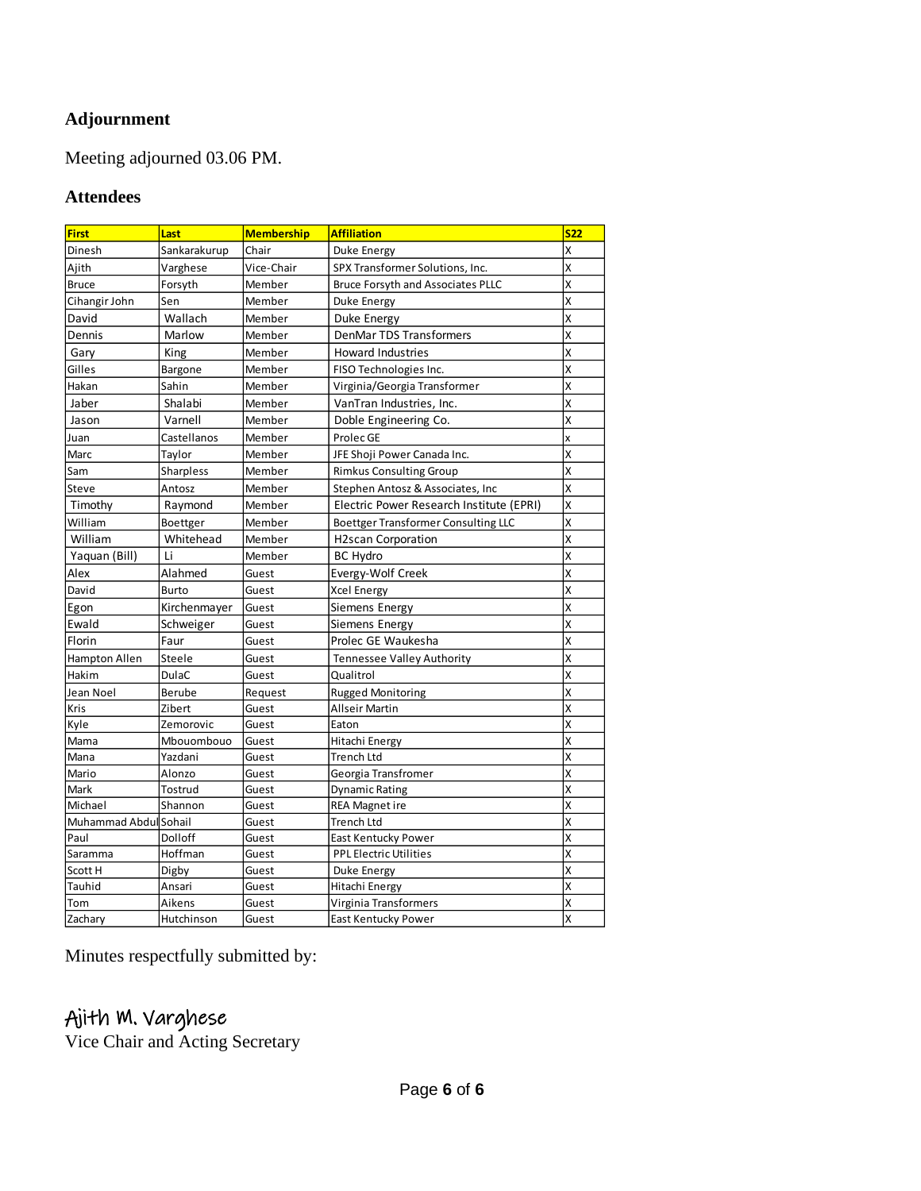## Adjournment

Meeting adjourned 03.06 PM.

### Attendees

| First | Last | Membership | Affiliation | S22 |
|---|---|---|---|---|
| Dinesh | Sankarakurup | Chair | Duke Energy | X |
| Ajith | Varghese | Vice-Chair | SPX Transformer Solutions, Inc. | X |
| Bruce | Forsyth | Member | Bruce Forsyth and Associates PLLC | X |
| Cihangir John | Sen | Member | Duke Energy | X |
| David | Wallach | Member | Duke Energy | X |
| Dennis | Marlow | Member | DenMar TDS Transformers | X |
| Gary | King | Member | Howard Industries | X |
| Gilles | Bargone | Member | FISO Technologies Inc. | X |
| Hakan | Sahin | Member | Virginia/Georgia Transformer | X |
| Jaber | Shalabi | Member | VanTran Industries, Inc. | X |
| Jason | Varnell | Member | Doble Engineering Co. | X |
| Juan | Castellanos | Member | Prolec GE | x |
| Marc | Taylor | Member | JFE Shoji Power Canada Inc. | X |
| Sam | Sharpless | Member | Rimkus Consulting Group | X |
| Steve | Antosz | Member | Stephen Antosz & Associates, Inc | X |
| Timothy | Raymond | Member | Electric Power Research Institute (EPRI) | X |
| William | Boettger | Member | Boettger Transformer Consulting LLC | X |
| William | Whitehead | Member | H2scan Corporation | X |
| Yaquan (Bill) | Li | Member | BC Hydro | X |
| Alex | Alahmed | Guest | Evergy-Wolf Creek | X |
| David | Burto | Guest | Xcel Energy | X |
| Egon | Kirchenmayer | Guest | Siemens Energy | X |
| Ewald | Schweiger | Guest | Siemens Energy | X |
| Florin | Faur | Guest | Prolec GE Waukesha | X |
| Hampton Allen | Steele | Guest | Tennessee Valley Authority | X |
| Hakim | DulaC | Guest | Qualitrol | X |
| Jean Noel | Berube | Request | Rugged Monitoring | X |
| Kris | Zibert | Guest | Allseir Martin | X |
| Kyle | Zemorovic | Guest | Eaton | X |
| Mama | Mbouombouo | Guest | Hitachi Energy | X |
| Mana | Yazdani | Guest | Trench Ltd | X |
| Mario | Alonzo | Guest | Georgia Transfromer | X |
| Mark | Tostrud | Guest | Dynamic Rating | X |
| Michael | Shannon | Guest | REA Magnet ire | X |
| Muhammad Abdul | Sohail | Guest | Trench Ltd | X |
| Paul | Dolloff | Guest | East Kentucky Power | X |
| Saramma | Hoffman | Guest | PPL Electric Utilities | X |
| Scott H | Digby | Guest | Duke Energy | X |
| Tauhid | Ansari | Guest | Hitachi Energy | X |
| Tom | Aikens | Guest | Virginia Transformers | X |
| Zachary | Hutchinson | Guest | East Kentucky Power | X |

Minutes respectfully submitted by:

Ajith M. Varghese
Vice Chair and Acting Secretary